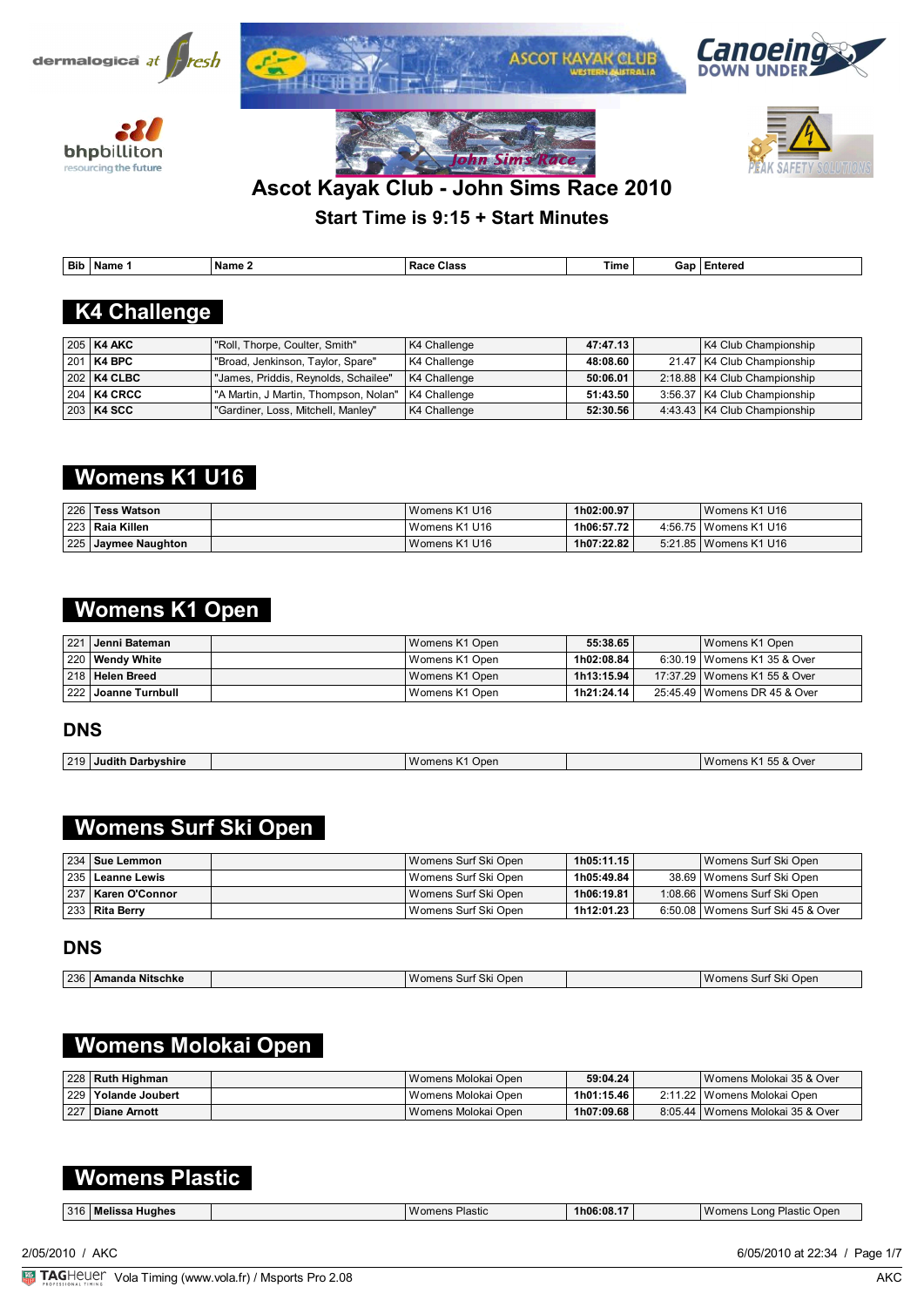# Ascot Kayak Club - John Sims Race 2010

### Start Time is 9:15 + Start Minutes

## K4 Challenge

| Bib | Name 1 | Name 2 | Race Class | Time | Gap | Entered |
|---|---|---|---|---|---|---|
| 205 | **K4 AKC** | "Roll, Thorpe, Coulter, Smith" | K4 Challenge | **47:47.13** | | K4 Club Championship |
| 201 | **K4 BPC** | "Broad, Jenkinson, Taylor, Spare" | K4 Challenge | **48:08.60** | 21.47 | K4 Club Championship |
| 202 | **K4 CLBC** | "James, Priddis, Reynolds, Schailee" | K4 Challenge | **50:06.01** | 2:18.88 | K4 Club Championship |
| 204 | **K4 CRCC** | "A Martin, J Martin, Thompson, Nolan" | K4 Challenge | **51:43.50** | 3:56.37 | K4 Club Championship |
| 203 | **K4 SCC** | "Gardiner, Loss, Mitchell, Manley" | K4 Challenge | **52:30.56** | 4:43.43 | K4 Club Championship |

## Womens K1 U16

| Bib | Name 1 | Name 2 | Race Class | Time | Gap | Entered |
|---|---|---|---|---|---|---|
| 226 | **Tess Watson** | | Womens K1 U16 | **1h02:00.97** | | Womens K1 U16 |
| 223 | **Raia Killen** | | Womens K1 U16 | **1h06:57.72** | 4:56.75 | Womens K1 U16 |
| 225 | **Jaymee Naughton** | | Womens K1 U16 | **1h07:22.82** | 5:21.85 | Womens K1 U16 |

## Womens K1 Open

| Bib | Name 1 | Name 2 | Race Class | Time | Gap | Entered |
|---|---|---|---|---|---|---|
| 221 | **Jenni Bateman** | | Womens K1 Open | **55:38.65** | | Womens K1 Open |
| 220 | **Wendy White** | | Womens K1 Open | **1h02:08.84** | 6:30.19 | Womens K1 35 & Over |
| 218 | **Helen Breed** | | Womens K1 Open | **1h13:15.94** | 17:37.29 | Womens K1 55 & Over |
| 222 | **Joanne Turnbull** | | Womens K1 Open | **1h21:24.14** | 25:45.49 | Womens DR 45 & Over |

### DNS

| Bib | Name 1 | Name 2 | Race Class | Time | Gap | Entered |
|---|---|---|---|---|---|---|
| 219 | **Judith Darbyshire** | | Womens K1 Open | | | Womens K1 55 & Over |

## Womens Surf Ski Open

| Bib | Name 1 | Name 2 | Race Class | Time | Gap | Entered |
|---|---|---|---|---|---|---|
| 234 | **Sue Lemmon** | | Womens Surf Ski Open | **1h05:11.15** | | Womens Surf Ski Open |
| 235 | **Leanne Lewis** | | Womens Surf Ski Open | **1h05:49.84** | 38.69 | Womens Surf Ski Open |
| 237 | **Karen O'Connor** | | Womens Surf Ski Open | **1h06:19.81** | 1:08.66 | Womens Surf Ski Open |
| 233 | **Rita Berry** | | Womens Surf Ski Open | **1h12:01.23** | 6:50.08 | Womens Surf Ski 45 & Over |

### DNS

| Bib | Name 1 | Name 2 | Race Class | Time | Gap | Entered |
|---|---|---|---|---|---|---|
| 236 | **Amanda Nitschke** | | Womens Surf Ski Open | | | Womens Surf Ski Open |

## Womens Molokai Open

| Bib | Name 1 | Name 2 | Race Class | Time | Gap | Entered |
|---|---|---|---|---|---|---|
| 228 | **Ruth Highman** | | Womens Molokai Open | **59:04.24** | | Womens Molokai 35 & Over |
| 229 | **Yolande Joubert** | | Womens Molokai Open | **1h01:15.46** | 2:11.22 | Womens Molokai Open |
| 227 | **Diane Arnott** | | Womens Molokai Open | **1h07:09.68** | 8:05.44 | Womens Molokai 35 & Over |

## Womens Plastic

| Bib | Name 1 | Name 2 | Race Class | Time | Gap | Entered |
|---|---|---|---|---|---|---|
| 316 | **Melissa Hughes** | | Womens Plastic | **1h06:08.17** | | Womens Long Plastic Open |

2/05/2010 / AKC — 6/05/2010 at 22:34

TAG Heuer Vola Timing (www.vola.fr) / Msports Pro 2.08 — AKC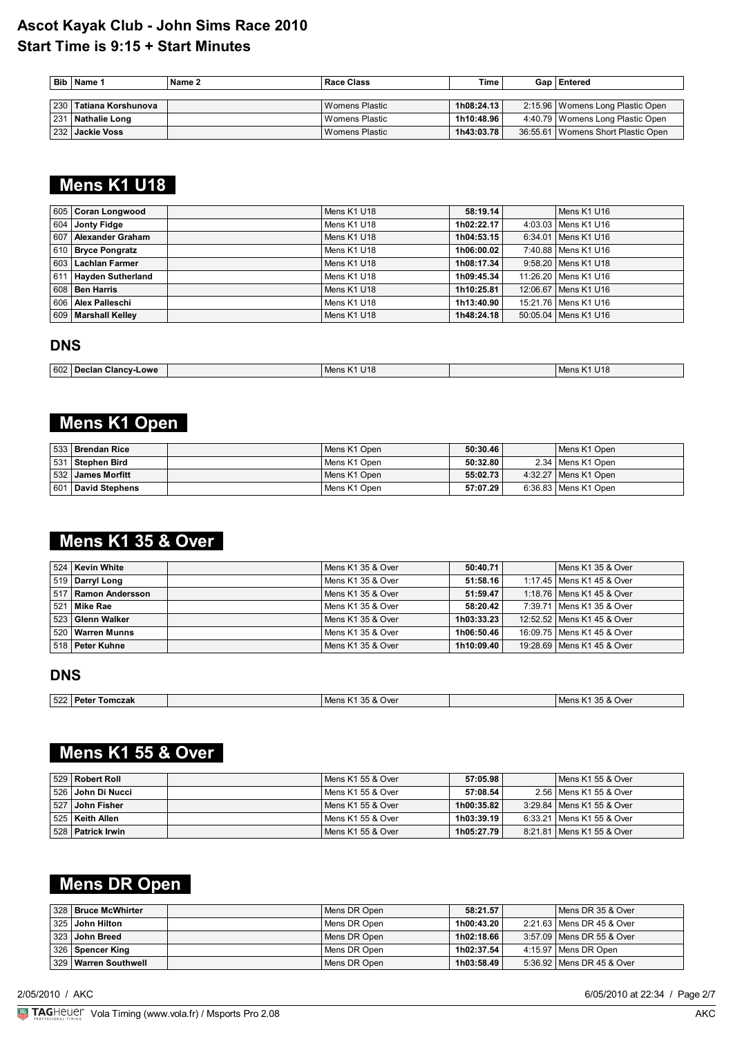# Ascot Kayak Club - John Sims Race 2010
## Start Time is 9:15 + Start Minutes

| Bib | Name 1 | Name 2 | Race Class | Time | Gap | Entered |
|---|---|---|---|---|---|---|
| 230 | **Tatiana Korshunova** | | Womens Plastic | **1h08:24.13** | 2:15.96 | Womens Long Plastic Open |
| 231 | **Nathalie Long** | | Womens Plastic | **1h10:48.96** | 4:40.79 | Womens Long Plastic Open |
| 232 | **Jackie Voss** | | Womens Plastic | **1h43:03.78** | 36:55.61 | Womens Short Plastic Open |

## Mens K1 U18

| Bib | Name 1 | Name 2 | Race Class | Time | Gap | Entered |
|---|---|---|---|---|---|---|
| 605 | **Coran Longwood** | | Mens K1 U18 | **58:19.14** | | Mens K1 U16 |
| 604 | **Jonty Fidge** | | Mens K1 U18 | **1h02:22.17** | 4:03.03 | Mens K1 U16 |
| 607 | **Alexander Graham** | | Mens K1 U18 | **1h04:53.15** | 6:34.01 | Mens K1 U16 |
| 610 | **Bryce Pongratz** | | Mens K1 U18 | **1h06:00.02** | 7:40.88 | Mens K1 U16 |
| 603 | **Lachlan Farmer** | | Mens K1 U18 | **1h08:17.34** | 9:58.20 | Mens K1 U18 |
| 611 | **Hayden Sutherland** | | Mens K1 U18 | **1h09:45.34** | 11:26.20 | Mens K1 U16 |
| 608 | **Ben Harris** | | Mens K1 U18 | **1h10:25.81** | 12:06.67 | Mens K1 U16 |
| 606 | **Alex Palleschi** | | Mens K1 U18 | **1h13:40.90** | 15:21.76 | Mens K1 U16 |
| 609 | **Marshall Kelley** | | Mens K1 U18 | **1h48:24.18** | 50:05.04 | Mens K1 U16 |

### DNS

| Bib | Name 1 | Name 2 | Race Class | Time | Gap | Entered |
|---|---|---|---|---|---|---|
| 602 | **Declan Clancy-Lowe** | | Mens K1 U18 | | | Mens K1 U18 |

## Mens K1 Open

| Bib | Name 1 | Name 2 | Race Class | Time | Gap | Entered |
|---|---|---|---|---|---|---|
| 533 | **Brendan Rice** | | Mens K1 Open | **50:30.46** | | Mens K1 Open |
| 531 | **Stephen Bird** | | Mens K1 Open | **50:32.80** | 2.34 | Mens K1 Open |
| 532 | **James Morfitt** | | Mens K1 Open | **55:02.73** | 4:32.27 | Mens K1 Open |
| 601 | **David Stephens** | | Mens K1 Open | **57:07.29** | 6:36.83 | Mens K1 Open |

## Mens K1 35 & Over

| Bib | Name 1 | Name 2 | Race Class | Time | Gap | Entered |
|---|---|---|---|---|---|---|
| 524 | **Kevin White** | | Mens K1 35 & Over | **50:40.71** | | Mens K1 35 & Over |
| 519 | **Darryl Long** | | Mens K1 35 & Over | **51:58.16** | 1:17.45 | Mens K1 45 & Over |
| 517 | **Ramon Andersson** | | Mens K1 35 & Over | **51:59.47** | 1:18.76 | Mens K1 45 & Over |
| 521 | **Mike Rae** | | Mens K1 35 & Over | **58:20.42** | 7:39.71 | Mens K1 35 & Over |
| 523 | **Glenn Walker** | | Mens K1 35 & Over | **1h03:33.23** | 12:52.52 | Mens K1 45 & Over |
| 520 | **Warren Munns** | | Mens K1 35 & Over | **1h06:50.46** | 16:09.75 | Mens K1 45 & Over |
| 518 | **Peter Kuhne** | | Mens K1 35 & Over | **1h10:09.40** | 19:28.69 | Mens K1 45 & Over |

### DNS

| Bib | Name 1 | Name 2 | Race Class | Time | Gap | Entered |
|---|---|---|---|---|---|---|
| 522 | **Peter Tomczak** | | Mens K1 35 & Over | | | Mens K1 35 & Over |

## Mens K1 55 & Over

| Bib | Name 1 | Name 2 | Race Class | Time | Gap | Entered |
|---|---|---|---|---|---|---|
| 529 | **Robert Roll** | | Mens K1 55 & Over | **57:05.98** | | Mens K1 55 & Over |
| 526 | **John Di Nucci** | | Mens K1 55 & Over | **57:08.54** | 2.56 | Mens K1 55 & Over |
| 527 | **John Fisher** | | Mens K1 55 & Over | **1h00:35.82** | 3:29.84 | Mens K1 55 & Over |
| 525 | **Keith Allen** | | Mens K1 55 & Over | **1h03:39.19** | 6:33.21 | Mens K1 55 & Over |
| 528 | **Patrick Irwin** | | Mens K1 55 & Over | **1h05:27.79** | 8:21.81 | Mens K1 55 & Over |

## Mens DR Open

| Bib | Name 1 | Name 2 | Race Class | Time | Gap | Entered |
|---|---|---|---|---|---|---|
| 328 | **Bruce McWhirter** | | Mens DR Open | **58:21.57** | | Mens DR 35 & Over |
| 325 | **John Hilton** | | Mens DR Open | **1h00:43.20** | 2:21.63 | Mens DR 45 & Over |
| 323 | **John Breed** | | Mens DR Open | **1h02:18.66** | 3:57.09 | Mens DR 55 & Over |
| 326 | **Spencer King** | | Mens DR Open | **1h02:37.54** | 4:15.97 | Mens DR Open |
| 329 | **Warren Southwell** | | Mens DR Open | **1h03:58.49** | 5:36.92 | Mens DR 45 & Over |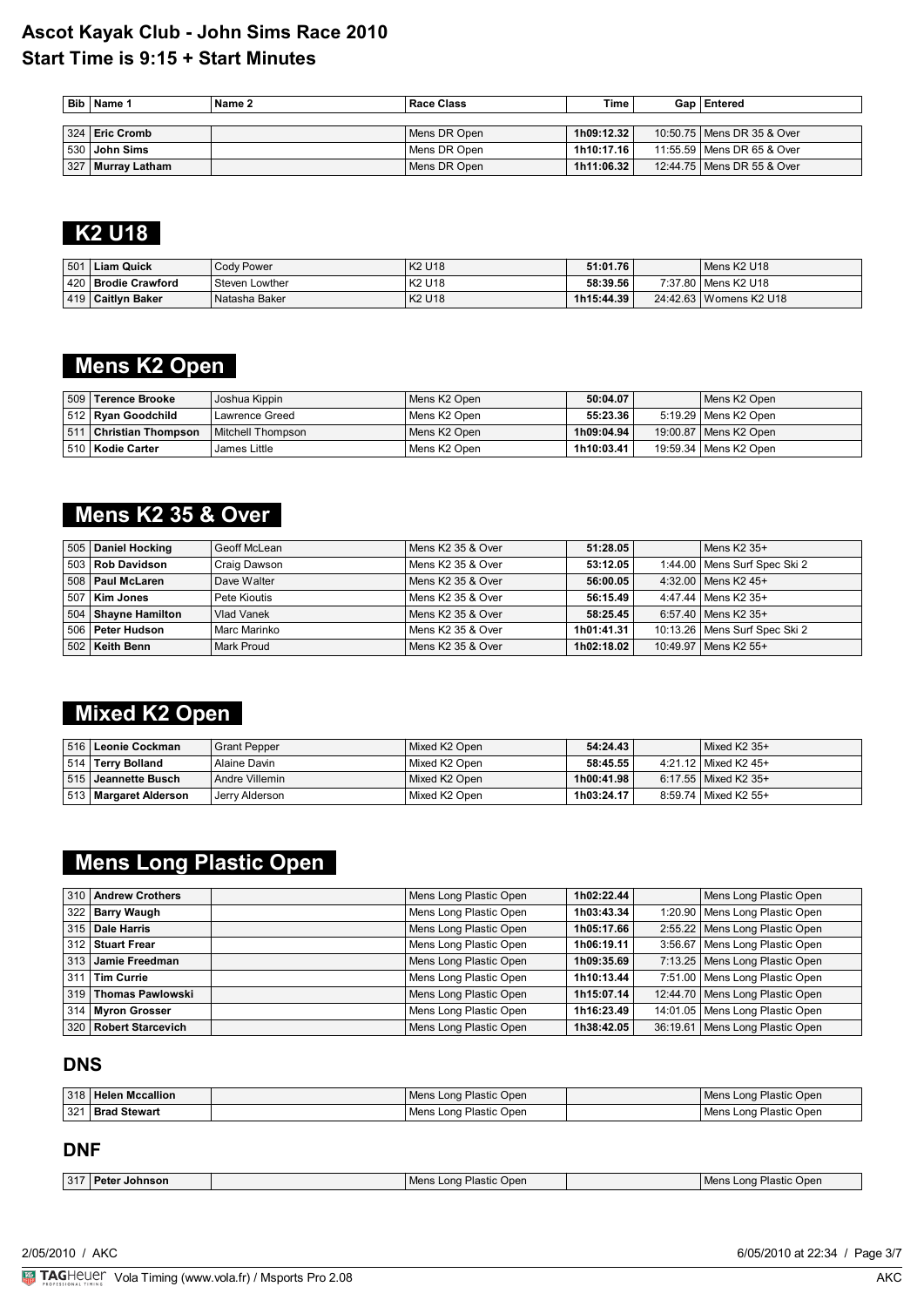# Ascot Kayak Club - John Sims Race 2010

## Start Time is 9:15 + Start Minutes

| Bib | Name 1 | Name 2 | Race Class | Time | Gap | Entered |
|---|---|---|---|---|---|---|
| 324 | **Eric Cromb** | | Mens DR Open | **1h09:12.32** | 10:50.75 | Mens DR 35 & Over |
| 530 | **John Sims** | | Mens DR Open | **1h10:17.16** | 11:55.59 | Mens DR 65 & Over |
| 327 | **Murray Latham** | | Mens DR Open | **1h11:06.32** | 12:44.75 | Mens DR 55 & Over |

## K2 U18

| Bib | Name 1 | Name 2 | Race Class | Time | Gap | Entered |
|---|---|---|---|---|---|---|
| 501 | **Liam Quick** | Cody Power | K2 U18 | **51:01.76** | | Mens K2 U18 |
| 420 | **Brodie Crawford** | Steven Lowther | K2 U18 | **58:39.56** | 7:37.80 | Mens K2 U18 |
| 419 | **Caitlyn Baker** | Natasha Baker | K2 U18 | **1h15:44.39** | 24:42.63 | Womens K2 U18 |

## Mens K2 Open

| Bib | Name 1 | Name 2 | Race Class | Time | Gap | Entered |
|---|---|---|---|---|---|---|
| 509 | **Terence Brooke** | Joshua Kippin | Mens K2 Open | **50:04.07** | | Mens K2 Open |
| 512 | **Ryan Goodchild** | Lawrence Greed | Mens K2 Open | **55:23.36** | 5:19.29 | Mens K2 Open |
| 511 | **Christian Thompson** | Mitchell Thompson | Mens K2 Open | **1h09:04.94** | 19:00.87 | Mens K2 Open |
| 510 | **Kodie Carter** | James Little | Mens K2 Open | **1h10:03.41** | 19:59.34 | Mens K2 Open |

## Mens K2 35 & Over

| Bib | Name 1 | Name 2 | Race Class | Time | Gap | Entered |
|---|---|---|---|---|---|---|
| 505 | **Daniel Hocking** | Geoff McLean | Mens K2 35 & Over | **51:28.05** | | Mens K2 35+ |
| 503 | **Rob Davidson** | Craig Dawson | Mens K2 35 & Over | **53:12.05** | 1:44.00 | Mens Surf Spec Ski 2 |
| 508 | **Paul McLaren** | Dave Walter | Mens K2 35 & Over | **56:00.05** | 4:32.00 | Mens K2 45+ |
| 507 | **Kim Jones** | Pete Kioutis | Mens K2 35 & Over | **56:15.49** | 4:47.44 | Mens K2 35+ |
| 504 | **Shayne Hamilton** | Vlad Vanek | Mens K2 35 & Over | **58:25.45** | 6:57.40 | Mens K2 35+ |
| 506 | **Peter Hudson** | Marc Marinko | Mens K2 35 & Over | **1h01:41.31** | 10:13.26 | Mens Surf Spec Ski 2 |
| 502 | **Keith Benn** | Mark Proud | Mens K2 35 & Over | **1h02:18.02** | 10:49.97 | Mens K2 55+ |

## Mixed K2 Open

| Bib | Name 1 | Name 2 | Race Class | Time | Gap | Entered |
|---|---|---|---|---|---|---|
| 516 | **Leonie Cockman** | Grant Pepper | Mixed K2 Open | **54:24.43** | | Mixed K2 35+ |
| 514 | **Terry Bolland** | Alaine Davin | Mixed K2 Open | **58:45.55** | 4:21.12 | Mixed K2 45+ |
| 515 | **Jeannette Busch** | Andre Villemin | Mixed K2 Open | **1h00:41.98** | 6:17.55 | Mixed K2 35+ |
| 513 | **Margaret Alderson** | Jerry Alderson | Mixed K2 Open | **1h03:24.17** | 8:59.74 | Mixed K2 55+ |

## Mens Long Plastic Open

| Bib | Name 1 | Name 2 | Race Class | Time | Gap | Entered |
|---|---|---|---|---|---|---|
| 310 | **Andrew Crothers** | | Mens Long Plastic Open | **1h02:22.44** | | Mens Long Plastic Open |
| 322 | **Barry Waugh** | | Mens Long Plastic Open | **1h03:43.34** | 1:20.90 | Mens Long Plastic Open |
| 315 | **Dale Harris** | | Mens Long Plastic Open | **1h05:17.66** | 2:55.22 | Mens Long Plastic Open |
| 312 | **Stuart Frear** | | Mens Long Plastic Open | **1h06:19.11** | 3:56.67 | Mens Long Plastic Open |
| 313 | **Jamie Freedman** | | Mens Long Plastic Open | **1h09:35.69** | 7:13.25 | Mens Long Plastic Open |
| 311 | **Tim Currie** | | Mens Long Plastic Open | **1h10:13.44** | 7:51.00 | Mens Long Plastic Open |
| 319 | **Thomas Pawlowski** | | Mens Long Plastic Open | **1h15:07.14** | 12:44.70 | Mens Long Plastic Open |
| 314 | **Myron Grosser** | | Mens Long Plastic Open | **1h16:23.49** | 14:01.05 | Mens Long Plastic Open |
| 320 | **Robert Starcevich** | | Mens Long Plastic Open | **1h38:42.05** | 36:19.61 | Mens Long Plastic Open |

## DNS

| Bib | Name 1 | Name 2 | Race Class | Time | Gap | Entered |
|---|---|---|---|---|---|---|
| 318 | **Helen Mccallion** | | Mens Long Plastic Open | | | Mens Long Plastic Open |
| 321 | **Brad Stewart** | | Mens Long Plastic Open | | | Mens Long Plastic Open |

## DNF

| Bib | Name 1 | Name 2 | Race Class | Time | Gap | Entered |
|---|---|---|---|---|---|---|
| 317 | **Peter Johnson** | | Mens Long Plastic Open | | | Mens Long Plastic Open |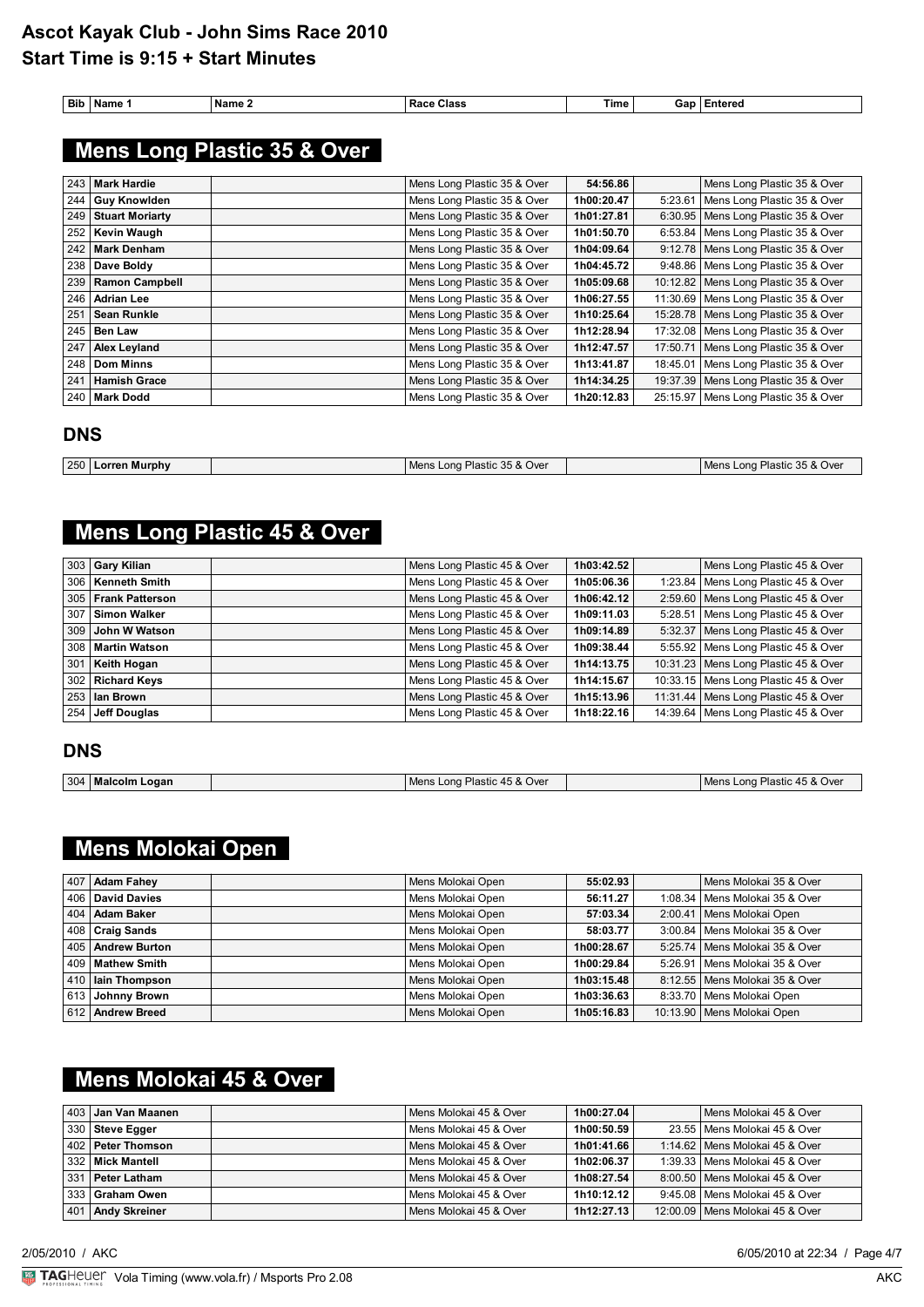# Ascot Kayak Club - John Sims Race 2010

## Start Time is 9:15 + Start Minutes

| Bib | Name 1 | Name 2 | Race Class | Time | Gap | Entered |
|---|---|---|---|---|---|---|

## Mens Long Plastic 35 & Over

| Bib | Name 1 | Name 2 | Race Class | Time | Gap | Entered |
|---|---|---|---|---|---|---|
| 243 | **Mark Hardie** | | Mens Long Plastic 35 & Over | **54:56.86** | | Mens Long Plastic 35 & Over |
| 244 | **Guy Knowlden** | | Mens Long Plastic 35 & Over | **1h00:20.47** | 5:23.61 | Mens Long Plastic 35 & Over |
| 249 | **Stuart Moriarty** | | Mens Long Plastic 35 & Over | **1h01:27.81** | 6:30.95 | Mens Long Plastic 35 & Over |
| 252 | **Kevin Waugh** | | Mens Long Plastic 35 & Over | **1h01:50.70** | 6:53.84 | Mens Long Plastic 35 & Over |
| 242 | **Mark Denham** | | Mens Long Plastic 35 & Over | **1h04:09.64** | 9:12.78 | Mens Long Plastic 35 & Over |
| 238 | **Dave Boldy** | | Mens Long Plastic 35 & Over | **1h04:45.72** | 9:48.86 | Mens Long Plastic 35 & Over |
| 239 | **Ramon Campbell** | | Mens Long Plastic 35 & Over | **1h05:09.68** | 10:12.82 | Mens Long Plastic 35 & Over |
| 246 | **Adrian Lee** | | Mens Long Plastic 35 & Over | **1h06:27.55** | 11:30.69 | Mens Long Plastic 35 & Over |
| 251 | **Sean Runkle** | | Mens Long Plastic 35 & Over | **1h10:25.64** | 15:28.78 | Mens Long Plastic 35 & Over |
| 245 | **Ben Law** | | Mens Long Plastic 35 & Over | **1h12:28.94** | 17:32.08 | Mens Long Plastic 35 & Over |
| 247 | **Alex Leyland** | | Mens Long Plastic 35 & Over | **1h12:47.57** | 17:50.71 | Mens Long Plastic 35 & Over |
| 248 | **Dom Minns** | | Mens Long Plastic 35 & Over | **1h13:41.87** | 18:45.01 | Mens Long Plastic 35 & Over |
| 241 | **Hamish Grace** | | Mens Long Plastic 35 & Over | **1h14:34.25** | 19:37.39 | Mens Long Plastic 35 & Over |
| 240 | **Mark Dodd** | | Mens Long Plastic 35 & Over | **1h20:12.83** | 25:15.97 | Mens Long Plastic 35 & Over |

### DNS

| Bib | Name 1 | Name 2 | Race Class | Time | Gap | Entered |
|---|---|---|---|---|---|---|
| 250 | **Lorren Murphy** | | Mens Long Plastic 35 & Over | | | Mens Long Plastic 35 & Over |

## Mens Long Plastic 45 & Over

| Bib | Name 1 | Name 2 | Race Class | Time | Gap | Entered |
|---|---|---|---|---|---|---|
| 303 | **Gary Kilian** | | Mens Long Plastic 45 & Over | **1h03:42.52** | | Mens Long Plastic 45 & Over |
| 306 | **Kenneth Smith** | | Mens Long Plastic 45 & Over | **1h05:06.36** | 1:23.84 | Mens Long Plastic 45 & Over |
| 305 | **Frank Patterson** | | Mens Long Plastic 45 & Over | **1h06:42.12** | 2:59.60 | Mens Long Plastic 45 & Over |
| 307 | **Simon Walker** | | Mens Long Plastic 45 & Over | **1h09:11.03** | 5:28.51 | Mens Long Plastic 45 & Over |
| 309 | **John W Watson** | | Mens Long Plastic 45 & Over | **1h09:14.89** | 5:32.37 | Mens Long Plastic 45 & Over |
| 308 | **Martin Watson** | | Mens Long Plastic 45 & Over | **1h09:38.44** | 5:55.92 | Mens Long Plastic 45 & Over |
| 301 | **Keith Hogan** | | Mens Long Plastic 45 & Over | **1h14:13.75** | 10:31.23 | Mens Long Plastic 45 & Over |
| 302 | **Richard Keys** | | Mens Long Plastic 45 & Over | **1h14:15.67** | 10:33.15 | Mens Long Plastic 45 & Over |
| 253 | **Ian Brown** | | Mens Long Plastic 45 & Over | **1h15:13.96** | 11:31.44 | Mens Long Plastic 45 & Over |
| 254 | **Jeff Douglas** | | Mens Long Plastic 45 & Over | **1h18:22.16** | 14:39.64 | Mens Long Plastic 45 & Over |

### DNS

| Bib | Name 1 | Name 2 | Race Class | Time | Gap | Entered |
|---|---|---|---|---|---|---|
| 304 | **Malcolm Logan** | | Mens Long Plastic 45 & Over | | | Mens Long Plastic 45 & Over |

## Mens Molokai Open

| Bib | Name 1 | Name 2 | Race Class | Time | Gap | Entered |
|---|---|---|---|---|---|---|
| 407 | **Adam Fahey** | | Mens Molokai Open | **55:02.93** | | Mens Molokai 35 & Over |
| 406 | **David Davies** | | Mens Molokai Open | **56:11.27** | 1:08.34 | Mens Molokai 35 & Over |
| 404 | **Adam Baker** | | Mens Molokai Open | **57:03.34** | 2:00.41 | Mens Molokai Open |
| 408 | **Craig Sands** | | Mens Molokai Open | **58:03.77** | 3:00.84 | Mens Molokai 35 & Over |
| 405 | **Andrew Burton** | | Mens Molokai Open | **1h00:28.67** | 5:25.74 | Mens Molokai 35 & Over |
| 409 | **Mathew Smith** | | Mens Molokai Open | **1h00:29.84** | 5:26.91 | Mens Molokai 35 & Over |
| 410 | **Iain Thompson** | | Mens Molokai Open | **1h03:15.48** | 8:12.55 | Mens Molokai 35 & Over |
| 613 | **Johnny Brown** | | Mens Molokai Open | **1h03:36.63** | 8:33.70 | Mens Molokai Open |
| 612 | **Andrew Breed** | | Mens Molokai Open | **1h05:16.83** | 10:13.90 | Mens Molokai Open |

## Mens Molokai 45 & Over

| Bib | Name 1 | Name 2 | Race Class | Time | Gap | Entered |
|---|---|---|---|---|---|---|
| 403 | **Jan Van Maanen** | | Mens Molokai 45 & Over | **1h00:27.04** | | Mens Molokai 45 & Over |
| 330 | **Steve Egger** | | Mens Molokai 45 & Over | **1h00:50.59** | 23.55 | Mens Molokai 45 & Over |
| 402 | **Peter Thomson** | | Mens Molokai 45 & Over | **1h01:41.66** | 1:14.62 | Mens Molokai 45 & Over |
| 332 | **Mick Mantell** | | Mens Molokai 45 & Over | **1h02:06.37** | 1:39.33 | Mens Molokai 45 & Over |
| 331 | **Peter Latham** | | Mens Molokai 45 & Over | **1h08:27.54** | 8:00.50 | Mens Molokai 45 & Over |
| 333 | **Graham Owen** | | Mens Molokai 45 & Over | **1h10:12.12** | 9:45.08 | Mens Molokai 45 & Over |
| 401 | **Andy Skreiner** | | Mens Molokai 45 & Over | **1h12:27.13** | 12:00.09 | Mens Molokai 45 & Over |

2/05/2010 / AKC

6/05/2010 at 22:34

TAGHeuer Vola Timing (www.vola.fr) / Msports Pro 2.08

AKC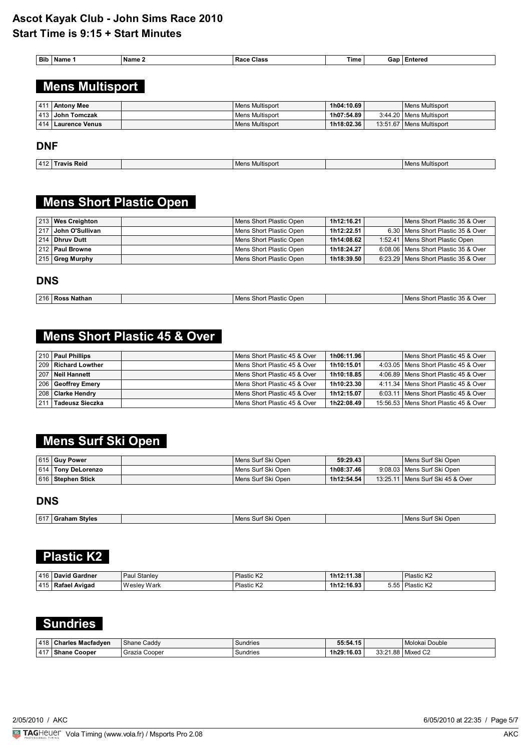# Ascot Kayak Club - John Sims Race 2010

**Start Time is 9:15 + Start Minutes**

| Bib | Name 1 | Name 2 | Race Class | Time | Gap | Entered |
|---|---|---|---|---|---|---|

## Mens Multisport

| Bib | Name 1 | Name 2 | Race Class | Time | Gap | Entered |
|---|---|---|---|---|---|---|
| 411 | **Antony Mee** | | Mens Multisport | **1h04:10.69** | | Mens Multisport |
| 413 | **John Tomczak** | | Mens Multisport | **1h07:54.89** | 3:44.20 | Mens Multisport |
| 414 | **Laurence Venus** | | Mens Multisport | **1h18:02.36** | 13:51.67 | Mens Multisport |

### DNF

| Bib | Name 1 | Name 2 | Race Class | Time | Gap | Entered |
|---|---|---|---|---|---|---|
| 412 | **Travis Reid** | | Mens Multisport | | | Mens Multisport |

## Mens Short Plastic Open

| Bib | Name 1 | Name 2 | Race Class | Time | Gap | Entered |
|---|---|---|---|---|---|---|
| 213 | **Wes Creighton** | | Mens Short Plastic Open | **1h12:16.21** | | Mens Short Plastic 35 & Over |
| 217 | **John O'Sullivan** | | Mens Short Plastic Open | **1h12:22.51** | 6.30 | Mens Short Plastic 35 & Over |
| 214 | **Dhruv Dutt** | | Mens Short Plastic Open | **1h14:08.62** | 1:52.41 | Mens Short Plastic Open |
| 212 | **Paul Browne** | | Mens Short Plastic Open | **1h18:24.27** | 6:08.06 | Mens Short Plastic 35 & Over |
| 215 | **Greg Murphy** | | Mens Short Plastic Open | **1h18:39.50** | 6:23.29 | Mens Short Plastic 35 & Over |

### DNS

| Bib | Name 1 | Name 2 | Race Class | Time | Gap | Entered |
|---|---|---|---|---|---|---|
| 216 | **Ross Nathan** | | Mens Short Plastic Open | | | Mens Short Plastic 35 & Over |

## Mens Short Plastic 45 & Over

| Bib | Name 1 | Name 2 | Race Class | Time | Gap | Entered |
|---|---|---|---|---|---|---|
| 210 | **Paul Phillips** | | Mens Short Plastic 45 & Over | **1h06:11.96** | | Mens Short Plastic 45 & Over |
| 209 | **Richard Lowther** | | Mens Short Plastic 45 & Over | **1h10:15.01** | 4:03.05 | Mens Short Plastic 45 & Over |
| 207 | **Neil Hannett** | | Mens Short Plastic 45 & Over | **1h10:18.85** | 4:06.89 | Mens Short Plastic 45 & Over |
| 206 | **Geoffrey Emery** | | Mens Short Plastic 45 & Over | **1h10:23.30** | 4:11.34 | Mens Short Plastic 45 & Over |
| 208 | **Clarke Hendry** | | Mens Short Plastic 45 & Over | **1h12:15.07** | 6:03.11 | Mens Short Plastic 45 & Over |
| 211 | **Tadeusz Sieczka** | | Mens Short Plastic 45 & Over | **1h22:08.49** | 15:56.53 | Mens Short Plastic 45 & Over |

## Mens Surf Ski Open

| Bib | Name 1 | Name 2 | Race Class | Time | Gap | Entered |
|---|---|---|---|---|---|---|
| 615 | **Guy Power** | | Mens Surf Ski Open | **59:29.43** | | Mens Surf Ski Open |
| 614 | **Tony DeLorenzo** | | Mens Surf Ski Open | **1h08:37.46** | 9:08.03 | Mens Surf Ski Open |
| 616 | **Stephen Stick** | | Mens Surf Ski Open | **1h12:54.54** | 13:25.11 | Mens Surf Ski 45 & Over |

### DNS

| Bib | Name 1 | Name 2 | Race Class | Time | Gap | Entered |
|---|---|---|---|---|---|---|
| 617 | **Graham Styles** | | Mens Surf Ski Open | | | Mens Surf Ski Open |

## Plastic K2

| Bib | Name 1 | Name 2 | Race Class | Time | Gap | Entered |
|---|---|---|---|---|---|---|
| 416 | **David Gardner** | Paul Stanley | Plastic K2 | **1h12:11.38** | | Plastic K2 |
| 415 | **Rafael Avigad** | Wesley Wark | Plastic K2 | **1h12:16.93** | 5.55 | Plastic K2 |

## Sundries

| Bib | Name 1 | Name 2 | Race Class | Time | Gap | Entered |
|---|---|---|---|---|---|---|
| 418 | **Charles Macfadyen** | Shane Caddy | Sundries | **55:54.15** | | Molokai Double |
| 417 | **Shane Cooper** | Grazia Cooper | Sundries | **1h29:16.03** | 33:21.88 | Mixed C2 |

2/05/2010 / AKC — 6/05/2010 at 22:35

Vola Timing (www.vola.fr) / Msports Pro 2.08 — AKC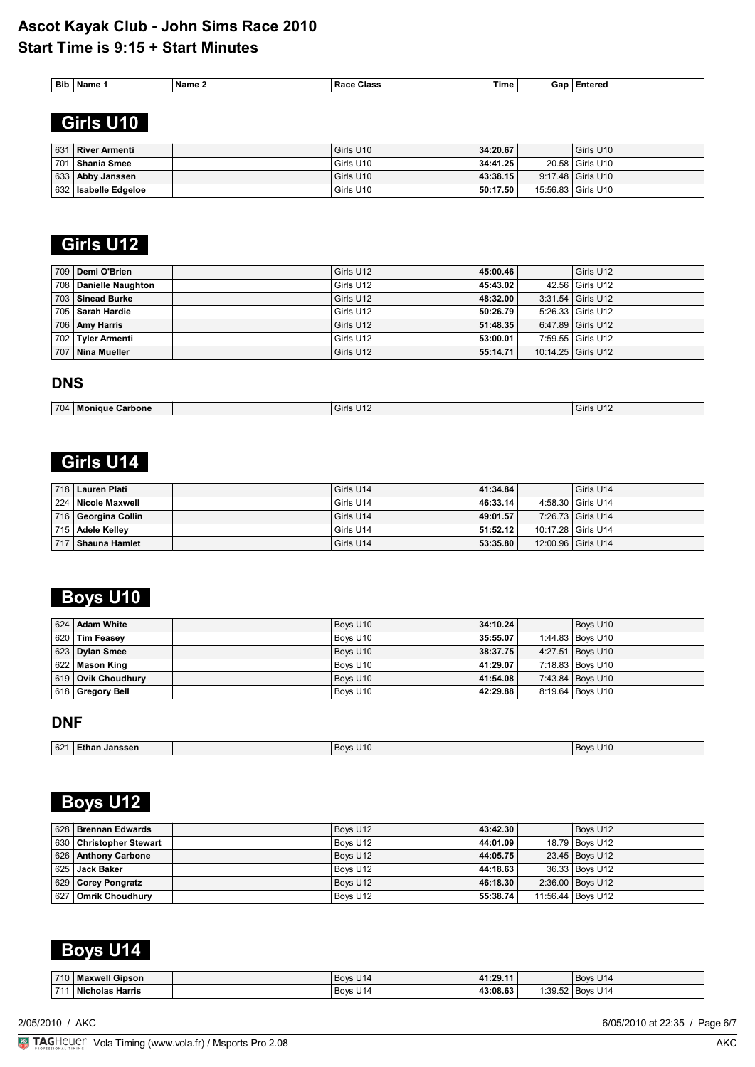# Ascot Kayak Club - John Sims Race 2010

## Start Time is 9:15 + Start Minutes

| Bib | Name 1 | Name 2 | Race Class | Time | Gap | Entered |
|---|---|---|---|---|---|---|

## Girls U10

| Bib | Name 1 | Name 2 | Race Class | Time | Gap | Entered |
|---|---|---|---|---|---|---|
| 631 | **River Armenti** | | Girls U10 | **34:20.67** | | Girls U10 |
| 701 | **Shania Smee** | | Girls U10 | **34:41.25** | 20.58 | Girls U10 |
| 633 | **Abby Janssen** | | Girls U10 | **43:38.15** | 9:17.48 | Girls U10 |
| 632 | **Isabelle Edgeloe** | | Girls U10 | **50:17.50** | 15:56.83 | Girls U10 |

## Girls U12

| Bib | Name 1 | Name 2 | Race Class | Time | Gap | Entered |
|---|---|---|---|---|---|---|
| 709 | **Demi O'Brien** | | Girls U12 | **45:00.46** | | Girls U12 |
| 708 | **Danielle Naughton** | | Girls U12 | **45:43.02** | 42.56 | Girls U12 |
| 703 | **Sinead Burke** | | Girls U12 | **48:32.00** | 3:31.54 | Girls U12 |
| 705 | **Sarah Hardie** | | Girls U12 | **50:26.79** | 5:26.33 | Girls U12 |
| 706 | **Amy Harris** | | Girls U12 | **51:48.35** | 6:47.89 | Girls U12 |
| 702 | **Tyler Armenti** | | Girls U12 | **53:00.01** | 7:59.55 | Girls U12 |
| 707 | **Nina Mueller** | | Girls U12 | **55:14.71** | 10:14.25 | Girls U12 |

### DNS

| Bib | Name 1 | Name 2 | Race Class | Time | Gap | Entered |
|---|---|---|---|---|---|---|
| 704 | **Monique Carbone** | | Girls U12 | | | Girls U12 |

## Girls U14

| Bib | Name 1 | Name 2 | Race Class | Time | Gap | Entered |
|---|---|---|---|---|---|---|
| 718 | **Lauren Plati** | | Girls U14 | **41:34.84** | | Girls U14 |
| 224 | **Nicole Maxwell** | | Girls U14 | **46:33.14** | 4:58.30 | Girls U14 |
| 716 | **Georgina Collin** | | Girls U14 | **49:01.57** | 7:26.73 | Girls U14 |
| 715 | **Adele Kelley** | | Girls U14 | **51:52.12** | 10:17.28 | Girls U14 |
| 717 | **Shauna Hamlet** | | Girls U14 | **53:35.80** | 12:00.96 | Girls U14 |

## Boys U10

| Bib | Name 1 | Name 2 | Race Class | Time | Gap | Entered |
|---|---|---|---|---|---|---|
| 624 | **Adam White** | | Boys U10 | **34:10.24** | | Boys U10 |
| 620 | **Tim Feasey** | | Boys U10 | **35:55.07** | 1:44.83 | Boys U10 |
| 623 | **Dylan Smee** | | Boys U10 | **38:37.75** | 4:27.51 | Boys U10 |
| 622 | **Mason King** | | Boys U10 | **41:29.07** | 7:18.83 | Boys U10 |
| 619 | **Ovik Choudhury** | | Boys U10 | **41:54.08** | 7:43.84 | Boys U10 |
| 618 | **Gregory Bell** | | Boys U10 | **42:29.88** | 8:19.64 | Boys U10 |

### DNF

| Bib | Name 1 | Name 2 | Race Class | Time | Gap | Entered |
|---|---|---|---|---|---|---|
| 621 | **Ethan Janssen** | | Boys U10 | | | Boys U10 |

## Boys U12

| Bib | Name 1 | Name 2 | Race Class | Time | Gap | Entered |
|---|---|---|---|---|---|---|
| 628 | **Brennan Edwards** | | Boys U12 | **43:42.30** | | Boys U12 |
| 630 | **Christopher Stewart** | | Boys U12 | **44:01.09** | 18.79 | Boys U12 |
| 626 | **Anthony Carbone** | | Boys U12 | **44:05.75** | 23.45 | Boys U12 |
| 625 | **Jack Baker** | | Boys U12 | **44:18.63** | 36.33 | Boys U12 |
| 629 | **Corey Pongratz** | | Boys U12 | **46:18.30** | 2:36.00 | Boys U12 |
| 627 | **Omrik Choudhury** | | Boys U12 | **55:38.74** | 11:56.44 | Boys U12 |

## Boys U14

| Bib | Name 1 | Name 2 | Race Class | Time | Gap | Entered |
|---|---|---|---|---|---|---|
| 710 | **Maxwell Gipson** | | Boys U14 | **41:29.11** | | Boys U14 |
| 711 | **Nicholas Harris** | | Boys U14 | **43:08.63** | 1:39.52 | Boys U14 |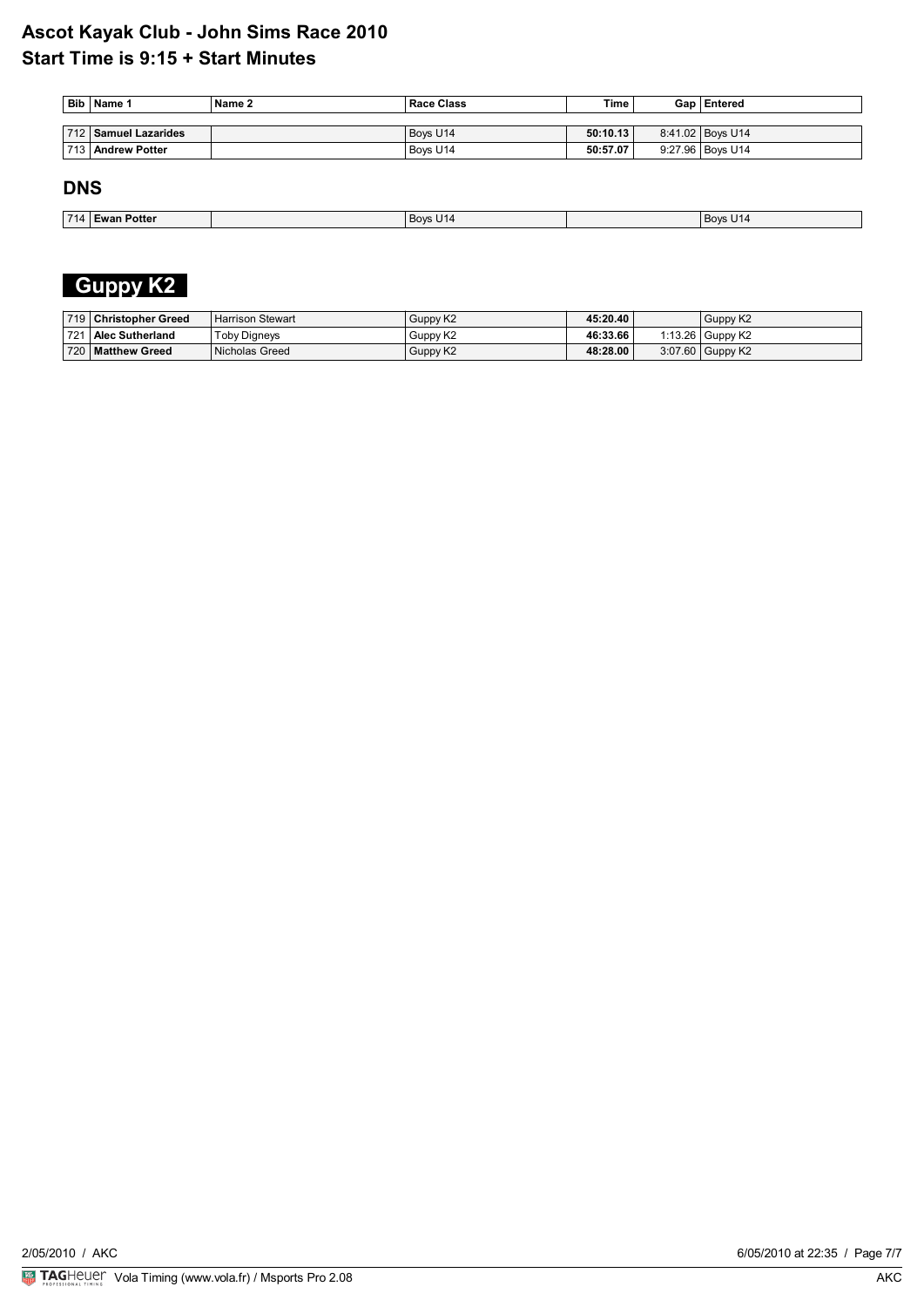# Ascot Kayak Club - John Sims Race 2010

## Start Time is 9:15 + Start Minutes

| Bib | Name 1 | Name 2 | Race Class | Time | Gap | Entered |
|---|---|---|---|---|---|---|
| 712 | **Samuel Lazarides** | | Boys U14 | **50:10.13** | 8:41.02 | Boys U14 |
| 713 | **Andrew Potter** | | Boys U14 | **50:57.07** | 9:27.96 | Boys U14 |

## DNS

| | | | | | | |
|---|---|---|---|---|---|---|
| 714 | **Ewan Potter** | | Boys U14 | | | Boys U14 |

## Guppy K2

| | | | | | | |
|---|---|---|---|---|---|---|
| 719 | **Christopher Greed** | Harrison Stewart | Guppy K2 | **45:20.40** | | Guppy K2 |
| 721 | **Alec Sutherland** | Toby Digneys | Guppy K2 | **46:33.66** | 1:13.26 | Guppy K2 |
| 720 | **Matthew Greed** | Nicholas Greed | Guppy K2 | **48:28.00** | 3:07.60 | Guppy K2 |